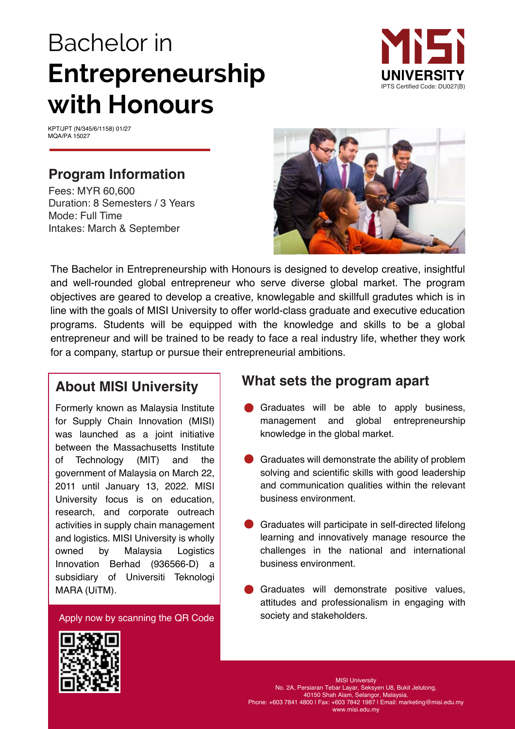# Bachelor in **Entrepreneurship with Honours**

MISI UNIVERSITY
IPTS Certified Code: DU027(B)

KPT/JPT (N/345/6/1158) 01/27
MQA/PA 15027

## Program Information

Fees: MYR 60,600
Duration: 8 Semesters / 3 Years
Mode: Full Time
Intakes: March & September

The Bachelor in Entrepreneurship with Honours is designed to develop creative, insightful and well-rounded global entrepreneur who serve diverse global market. The program objectives are geared to develop a creative, knowlegable and skillfull gradutes which is in line with the goals of MISI University to offer world-class graduate and executive education programs. Students will be equipped with the knowledge and skills to be a global entrepreneur and will be trained to be ready to face a real industry life, whether they work for a company, startup or pursue their entrepreneurial ambitions.

## About MISI University

Formerly known as Malaysia Institute for Supply Chain Innovation (MISI) was launched as a joint initiative between the Massachusetts Institute of Technology (MIT) and the government of Malaysia on March 22, 2011 until January 13, 2022. MISI University focus is on education, research, and corporate outreach activities in supply chain management and logistics. MISI University is wholly owned by Malaysia Logistics Innovation Berhad (936566-D) a subsidiary of Universiti Teknologi MARA (UiTM).

Apply now by scanning the QR Code

## What sets the program apart

- Graduates will be able to apply business, management and global entrepreneurship knowledge in the global market.
- Graduates will demonstrate the ability of problem solving and scientific skills with good leadership and communication qualities within the relevant business environment.
- Graduates will participate in self-directed lifelong learning and innovatively manage resource the challenges in the national and international business environment.
- Graduates will demonstrate positive values, attitudes and professionalism in engaging with society and stakeholders.

MISI University
No. 2A, Persiaran Tebar Layar, Seksyen U8, Bukit Jelutong,
40150 Shah Alam, Selangor, Malaysia.
Phone: +603 7841 4800 I Fax: +603 7842 1987 I Email: marketing@misi.edu.my
www.misi.edu.my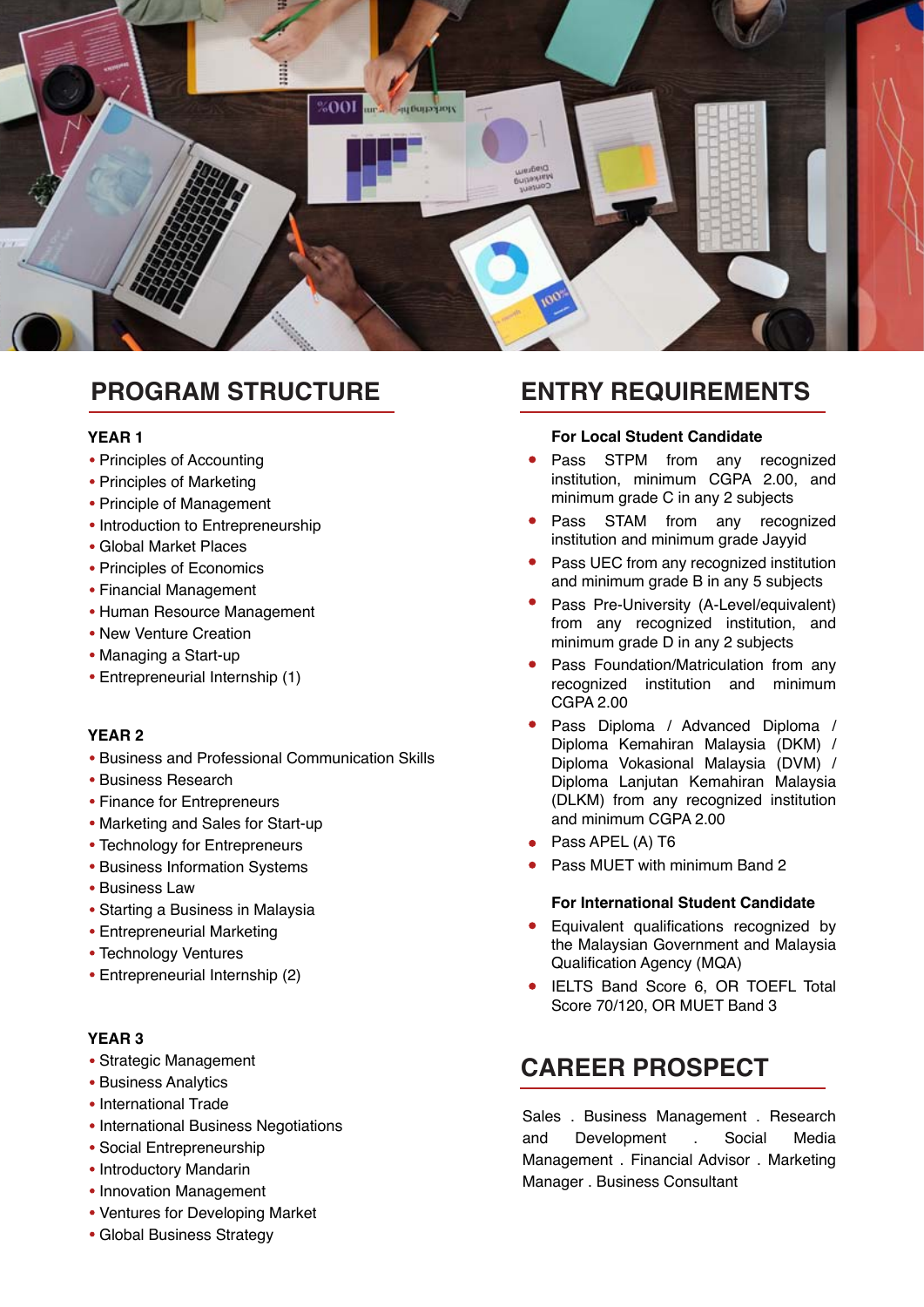## PROGRAM STRUCTURE

**YEAR 1**

- Principles of Accounting
- Principles of Marketing
- Principle of Management
- Introduction to Entrepreneurship
- Global Market Places
- Principles of Economics
- Financial Management
- Human Resource Management
- New Venture Creation
- Managing a Start-up
- Entrepreneurial Internship (1)

**YEAR 2**

- Business and Professional Communication Skills
- Business Research
- Finance for Entrepreneurs
- Marketing and Sales for Start-up
- Technology for Entrepreneurs
- Business Information Systems
- Business Law
- Starting a Business in Malaysia
- Entrepreneurial Marketing
- Technology Ventures
- Entrepreneurial Internship (2)

**YEAR 3**

- Strategic Management
- Business Analytics
- International Trade
- International Business Negotiations
- Social Entrepreneurship
- Introductory Mandarin
- Innovation Management
- Ventures for Developing Market
- Global Business Strategy

## ENTRY REQUIREMENTS

**For Local Student Candidate**

- Pass STPM from any recognized institution, minimum CGPA 2.00, and minimum grade C in any 2 subjects
- Pass STAM from any recognized institution and minimum grade Jayyid
- Pass UEC from any recognized institution and minimum grade B in any 5 subjects
- Pass Pre-University (A-Level/equivalent) from any recognized institution, and minimum grade D in any 2 subjects
- Pass Foundation/Matriculation from any recognized institution and minimum CGPA 2.00
- Pass Diploma / Advanced Diploma / Diploma Kemahiran Malaysia (DKM) / Diploma Vokasional Malaysia (DVM) / Diploma Lanjutan Kemahiran Malaysia (DLKM) from any recognized institution and minimum CGPA 2.00
- Pass APEL (A) T6
- Pass MUET with minimum Band 2

**For International Student Candidate**

- Equivalent qualifications recognized by the Malaysian Government and Malaysia Qualification Agency (MQA)
- IELTS Band Score 6, OR TOEFL Total Score 70/120, OR MUET Band 3

## CAREER PROSPECT

Sales . Business Management . Research and Development . Social Media Management . Financial Advisor . Marketing Manager . Business Consultant